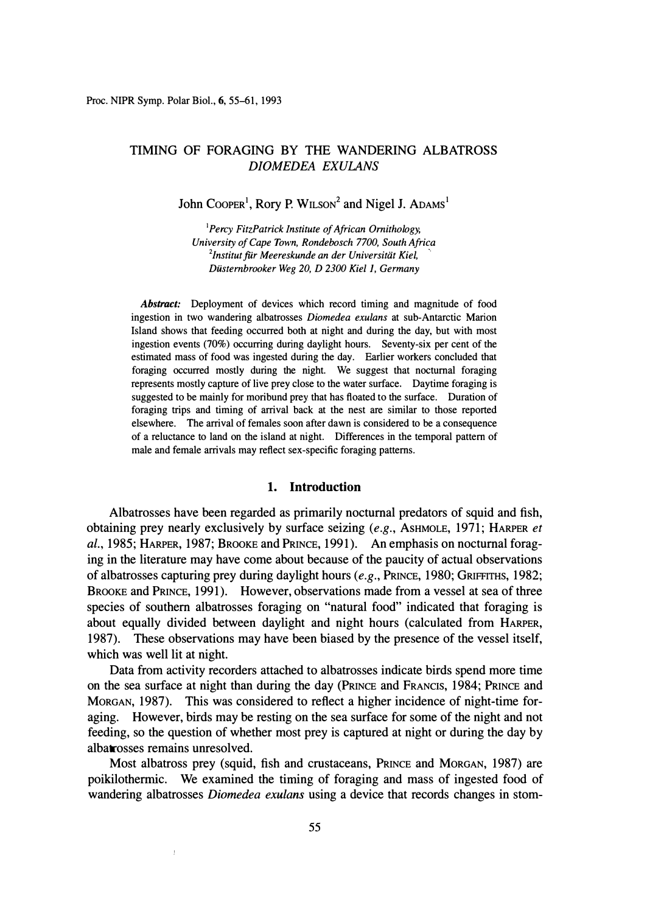# TIMING OF FORAGING BY THE WANDERING ALBATROSS *DIOMEDEA EXULANS*

John COOPER[1], Rory P. WILSON[2] and Nigel J. ADAMS[1]

[1]*Percy FitzPatrick Institute of African Ornithology, University of Cape Town, Rondebosch 7700, South Africa*
[2]*Institut für Meereskunde an der Universität Kiel, Düsternbrooker Weg 20, D 2300 Kiel 1, Germany*

***Abstract:*** Deployment of devices which record timing and magnitude of food ingestion in two wandering albatrosses *Diomedea exulans* at sub-Antarctic Marion Island shows that feeding occurred both at night and during the day, but with most ingestion events (70%) occurring during daylight hours. Seventy-six per cent of the estimated mass of food was ingested during the day. Earlier workers concluded that foraging occurred mostly during the night. We suggest that nocturnal foraging represents mostly capture of live prey close to the water surface. Daytime foraging is suggested to be mainly for moribund prey that has floated to the surface. Duration of foraging trips and timing of arrival back at the nest are similar to those reported elsewhere. The arrival of females soon after dawn is considered to be a consequence of a reluctance to land on the island at night. Differences in the temporal pattern of male and female arrivals may reflect sex-specific foraging patterns.

## 1. Introduction

Albatrosses have been regarded as primarily nocturnal predators of squid and fish, obtaining prey nearly exclusively by surface seizing (*e.g.*, ASHMOLE, 1971; HARPER *et al.*, 1985; HARPER, 1987; BROOKE and PRINCE, 1991). An emphasis on nocturnal foraging in the literature may have come about because of the paucity of actual observations of albatrosses capturing prey during daylight hours (*e.g.*, PRINCE, 1980; GRIFFITHS, 1982; BROOKE and PRINCE, 1991). However, observations made from a vessel at sea of three species of southern albatrosses foraging on "natural food" indicated that foraging is about equally divided between daylight and night hours (calculated from HARPER, 1987). These observations may have been biased by the presence of the vessel itself, which was well lit at night.

Data from activity recorders attached to albatrosses indicate birds spend more time on the sea surface at night than during the day (PRINCE and FRANCIS, 1984; PRINCE and MORGAN, 1987). This was considered to reflect a higher incidence of night-time foraging. However, birds may be resting on the sea surface for some of the night and not feeding, so the question of whether most prey is captured at night or during the day by albatrosses remains unresolved.

Most albatross prey (squid, fish and crustaceans, PRINCE and MORGAN, 1987) are poikilothermic. We examined the timing of foraging and mass of ingested food of wandering albatrosses *Diomedea exulans* using a device that records changes in stom-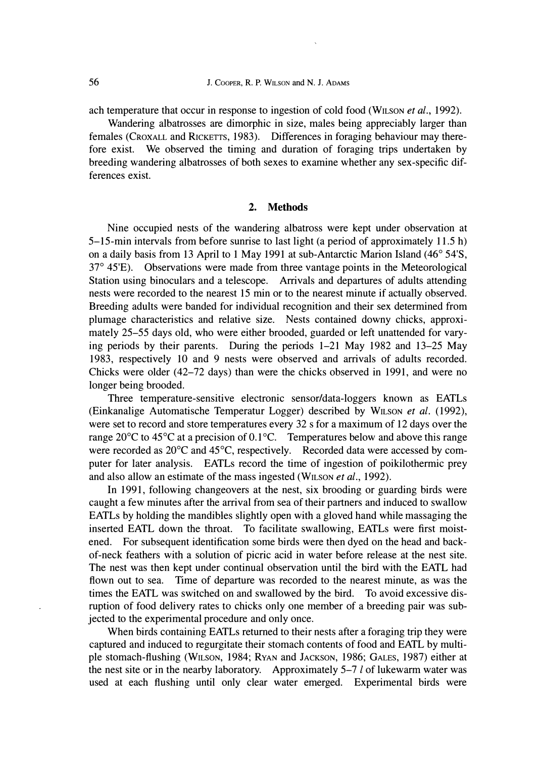ach temperature that occur in response to ingestion of cold food (WILSON *et al.*, 1992).

Wandering albatrosses are dimorphic in size, males being appreciably larger than females (CROXALL and RICKETTS, 1983). Differences in foraging behaviour may therefore exist. We observed the timing and duration of foraging trips undertaken by breeding wandering albatrosses of both sexes to examine whether any sex-specific differences exist.

## 2. Methods

Nine occupied nests of the wandering albatross were kept under observation at 5–15-min intervals from before sunrise to last light (a period of approximately 11.5 h) on a daily basis from 13 April to 1 May 1991 at sub-Antarctic Marion Island (46° 54'S, 37° 45'E). Observations were made from three vantage points in the Meteorological Station using binoculars and a telescope. Arrivals and departures of adults attending nests were recorded to the nearest 15 min or to the nearest minute if actually observed. Breeding adults were banded for individual recognition and their sex determined from plumage characteristics and relative size. Nests contained downy chicks, approximately 25–55 days old, who were either brooded, guarded or left unattended for varying periods by their parents. During the periods 1–21 May 1982 and 13–25 May 1983, respectively 10 and 9 nests were observed and arrivals of adults recorded. Chicks were older (42–72 days) than were the chicks observed in 1991, and were no longer being brooded.

Three temperature-sensitive electronic sensor/data-loggers known as EATLs (Einkanalige Automatische Temperatur Logger) described by WILSON *et al.* (1992), were set to record and store temperatures every 32 s for a maximum of 12 days over the range 20°C to 45°C at a precision of 0.1°C. Temperatures below and above this range were recorded as 20°C and 45°C, respectively. Recorded data were accessed by computer for later analysis. EATLs record the time of ingestion of poikilothermic prey and also allow an estimate of the mass ingested (WILSON *et al.*, 1992).

In 1991, following changeovers at the nest, six brooding or guarding birds were caught a few minutes after the arrival from sea of their partners and induced to swallow EATLs by holding the mandibles slightly open with a gloved hand while massaging the inserted EATL down the throat. To facilitate swallowing, EATLs were first moistened. For subsequent identification some birds were then dyed on the head and back-of-neck feathers with a solution of picric acid in water before release at the nest site. The nest was then kept under continual observation until the bird with the EATL had flown out to sea. Time of departure was recorded to the nearest minute, as was the times the EATL was switched on and swallowed by the bird. To avoid excessive disruption of food delivery rates to chicks only one member of a breeding pair was subjected to the experimental procedure and only once.

When birds containing EATLs returned to their nests after a foraging trip they were captured and induced to regurgitate their stomach contents of food and EATL by multiple stomach-flushing (WILSON, 1984; RYAN and JACKSON, 1986; GALES, 1987) either at the nest site or in the nearby laboratory. Approximately 5–7 *l* of lukewarm water was used at each flushing until only clear water emerged. Experimental birds were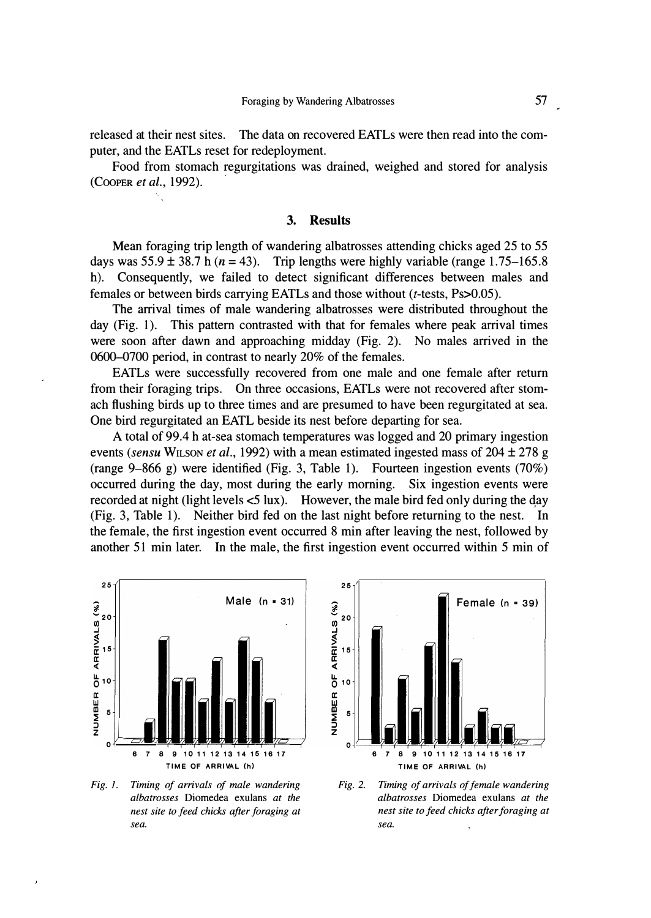released at their nest sites. The data on recovered EATLs were then read into the computer, and the EATLs reset for redeployment.

Food from stomach regurgitations was drained, weighed and stored for analysis (COOPER *et al.*, 1992).

## 3. Results

Mean foraging trip length of wandering albatrosses attending chicks aged 25 to 55 days was 55.9 ± 38.7 h ($n = 43$). Trip lengths were highly variable (range 1.75–165.8 h). Consequently, we failed to detect significant differences between males and females or between birds carrying EATLs and those without (*t*-tests, Ps>0.05).

The arrival times of male wandering albatrosses were distributed throughout the day (Fig. 1). This pattern contrasted with that for females where peak arrival times were soon after dawn and approaching midday (Fig. 2). No males arrived in the 0600–0700 period, in contrast to nearly 20% of the females.

EATLs were successfully recovered from one male and one female after return from their foraging trips. On three occasions, EATLs were not recovered after stomach flushing birds up to three times and are presumed to have been regurgitated at sea. One bird regurgitated an EATL beside its nest before departing for sea.

A total of 99.4 h at-sea stomach temperatures was logged and 20 primary ingestion events (*sensu* WILSON *et al.*, 1992) with a mean estimated ingested mass of 204 ± 278 g (range 9–866 g) were identified (Fig. 3, Table 1). Fourteen ingestion events (70%) occurred during the day, most during the early morning. Six ingestion events were recorded at night (light levels <5 lux). However, the male bird fed only during the day (Fig. 3, Table 1). Neither bird fed on the last night before returning to the nest. In the female, the first ingestion event occurred 8 min after leaving the nest, followed by another 51 min later. In the male, the first ingestion event occurred within 5 min of

*Fig. 1. Timing of arrivals of male wandering albatrosses* Diomedea exulans *at the nest site to feed chicks after foraging at sea.*

*Fig. 2. Timing of arrivals of female wandering albatrosses* Diomedea exulans *at the nest site to feed chicks after foraging at sea.*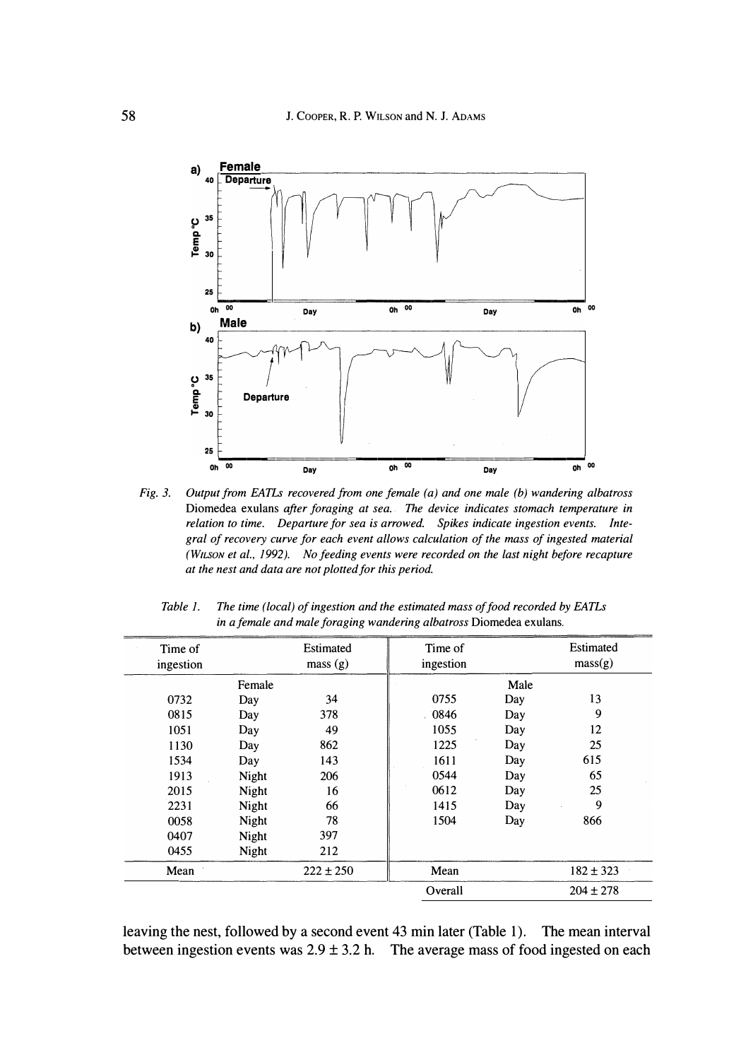*Fig. 3. Output from EATLs recovered from one female (a) and one male (b) wandering albatross* Diomedea exulans *after foraging at sea. The device indicates stomach temperature in relation to time. Departure for sea is arrowed. Spikes indicate ingestion events. Integral of recovery curve for each event allows calculation of the mass of ingested material (*WILSON *et al., 1992). No feeding events were recorded on the last night before recapture at the nest and data are not plotted for this period.*

*Table 1. The time (local) of ingestion and the estimated mass of food recorded by EATLs in a female and male foraging wandering albatross* Diomedea exulans*.*

| Time of ingestion | | Estimated mass (g) | Time of ingestion | | Estimated mass(g) |
|---|---|---|---|---|---|
| | Female | | | Male | |
| 0732 | Day | 34 | 0755 | Day | 13 |
| 0815 | Day | 378 | 0846 | Day | 9 |
| 1051 | Day | 49 | 1055 | Day | 12 |
| 1130 | Day | 862 | 1225 | Day | 25 |
| 1534 | Day | 143 | 1611 | Day | 615 |
| 1913 | Night | 206 | 0544 | Day | 65 |
| 2015 | Night | 16 | 0612 | Day | 25 |
| 2231 | Night | 66 | 1415 | Day | 9 |
| 0058 | Night | 78 | 1504 | Day | 866 |
| 0407 | Night | 397 | | | |
| 0455 | Night | 212 | | | |
| Mean | | 222 ± 250 | Mean | | 182 ± 323 |
| | | | Overall | | 204 ± 278 |

leaving the nest, followed by a second event 43 min later (Table 1). The mean interval between ingestion events was 2.9 ± 3.2 h. The average mass of food ingested on each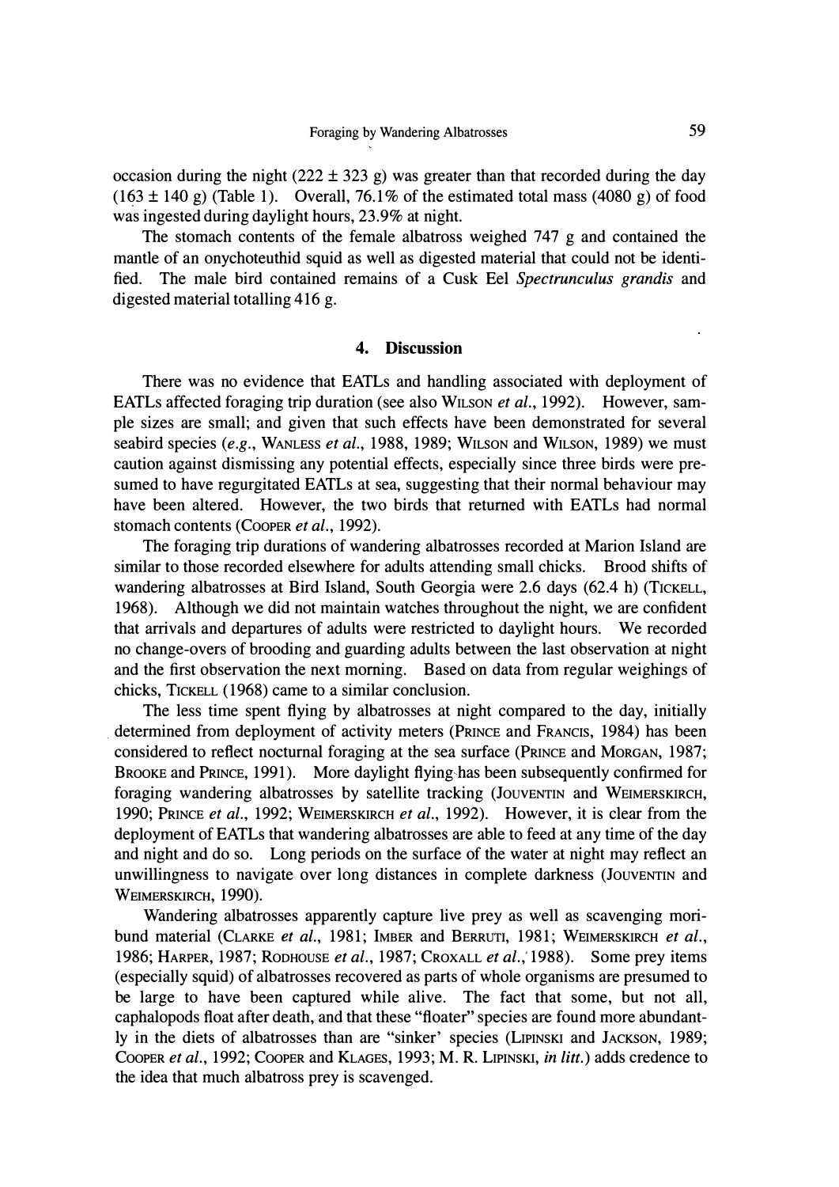occasion during the night (222 ± 323 g) was greater than that recorded during the day (163 ± 140 g) (Table 1). Overall, 76.1% of the estimated total mass (4080 g) of food was ingested during daylight hours, 23.9% at night.

The stomach contents of the female albatross weighed 747 g and contained the mantle of an onychoteuthid squid as well as digested material that could not be identified. The male bird contained remains of a Cusk Eel *Spectrunculus grandis* and digested material totalling 416 g.

## 4. Discussion

There was no evidence that EATLs and handling associated with deployment of EATLs affected foraging trip duration (see also Wilson *et al.*, 1992). However, sample sizes are small; and given that such effects have been demonstrated for several seabird species (*e.g.*, Wanless *et al.*, 1988, 1989; Wilson and Wilson, 1989) we must caution against dismissing any potential effects, especially since three birds were presumed to have regurgitated EATLs at sea, suggesting that their normal behaviour may have been altered. However, the two birds that returned with EATLs had normal stomach contents (Cooper *et al.*, 1992).

The foraging trip durations of wandering albatrosses recorded at Marion Island are similar to those recorded elsewhere for adults attending small chicks. Brood shifts of wandering albatrosses at Bird Island, South Georgia were 2.6 days (62.4 h) (Tickell, 1968). Although we did not maintain watches throughout the night, we are confident that arrivals and departures of adults were restricted to daylight hours. We recorded no change-overs of brooding and guarding adults between the last observation at night and the first observation the next morning. Based on data from regular weighings of chicks, Tickell (1968) came to a similar conclusion.

The less time spent flying by albatrosses at night compared to the day, initially determined from deployment of activity meters (Prince and Francis, 1984) has been considered to reflect nocturnal foraging at the sea surface (Prince and Morgan, 1987; Brooke and Prince, 1991). More daylight flying has been subsequently confirmed for foraging wandering albatrosses by satellite tracking (Jouventin and Weimerskirch, 1990; Prince *et al.*, 1992; Weimerskirch *et al.*, 1992). However, it is clear from the deployment of EATLs that wandering albatrosses are able to feed at any time of the day and night and do so. Long periods on the surface of the water at night may reflect an unwillingness to navigate over long distances in complete darkness (Jouventin and Weimerskirch, 1990).

Wandering albatrosses apparently capture live prey as well as scavenging moribund material (Clarke *et al.*, 1981; Imber and Berruti, 1981; Weimerskirch *et al.*, 1986; Harper, 1987; Rodhouse *et al.*, 1987; Croxall *et al.*, 1988). Some prey items (especially squid) of albatrosses recovered as parts of whole organisms are presumed to be large to have been captured while alive. The fact that some, but not all, caphalopods float after death, and that these "floater" species are found more abundantly in the diets of albatrosses than are "sinker' species (Lipinski and Jackson, 1989; Cooper *et al.*, 1992; Cooper and Klages, 1993; M. R. Lipinski, *in litt.*) adds credence to the idea that much albatross prey is scavenged.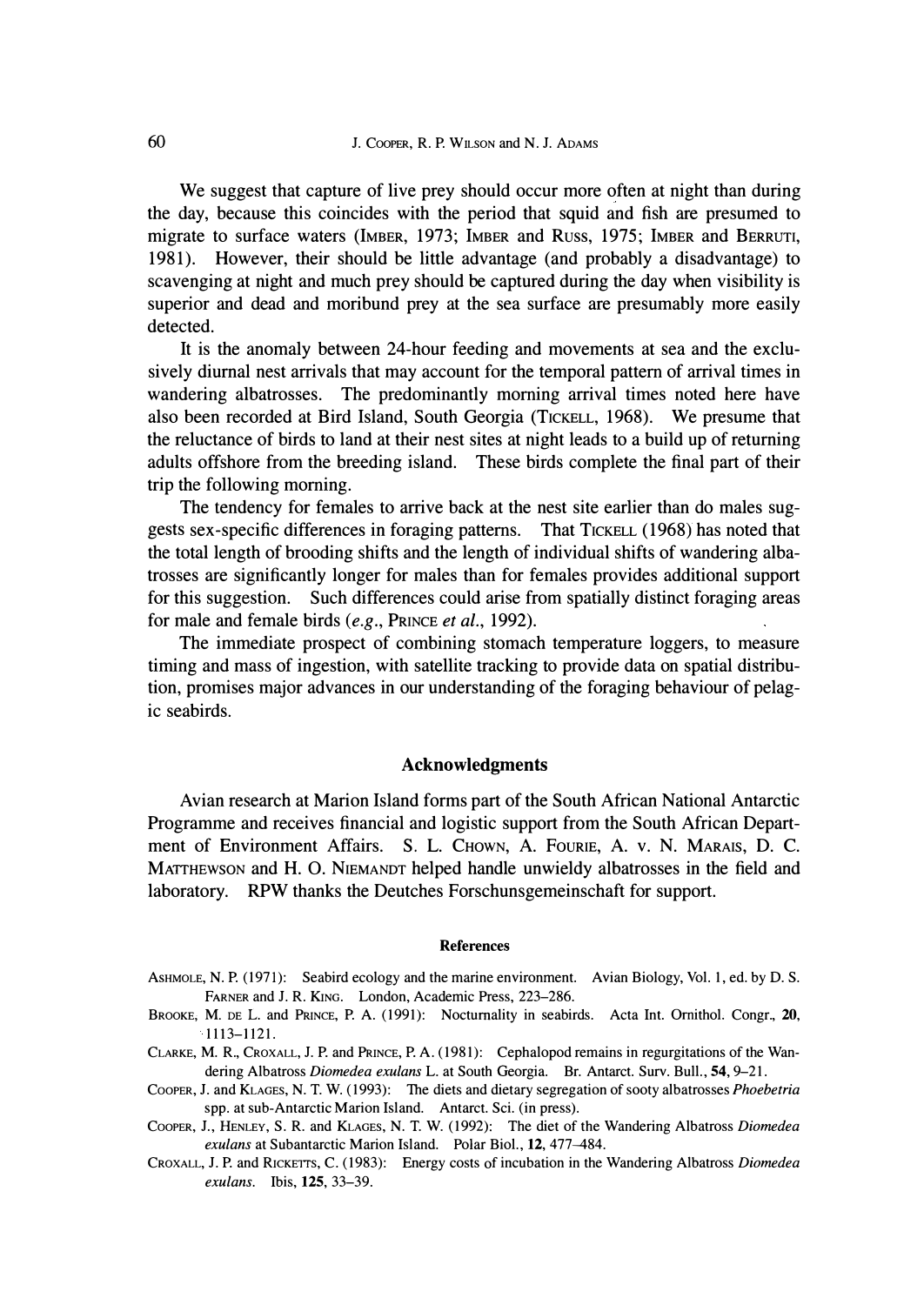We suggest that capture of live prey should occur more often at night than during the day, because this coincides with the period that squid and fish are presumed to migrate to surface waters (IMBER, 1973; IMBER and RUSS, 1975; IMBER and BERRUTI, 1981). However, their should be little advantage (and probably a disadvantage) to scavenging at night and much prey should be captured during the day when visibility is superior and dead and moribund prey at the sea surface are presumably more easily detected.

It is the anomaly between 24-hour feeding and movements at sea and the exclusively diurnal nest arrivals that may account for the temporal pattern of arrival times in wandering albatrosses. The predominantly morning arrival times noted here have also been recorded at Bird Island, South Georgia (TICKELL, 1968). We presume that the reluctance of birds to land at their nest sites at night leads to a build up of returning adults offshore from the breeding island. These birds complete the final part of their trip the following morning.

The tendency for females to arrive back at the nest site earlier than do males suggests sex-specific differences in foraging patterns. That TICKELL (1968) has noted that the total length of brooding shifts and the length of individual shifts of wandering albatrosses are significantly longer for males than for females provides additional support for this suggestion. Such differences could arise from spatially distinct foraging areas for male and female birds (*e.g.*, PRINCE *et al.*, 1992).

The immediate prospect of combining stomach temperature loggers, to measure timing and mass of ingestion, with satellite tracking to provide data on spatial distribution, promises major advances in our understanding of the foraging behaviour of pelagic seabirds.

## Acknowledgments

Avian research at Marion Island forms part of the South African National Antarctic Programme and receives financial and logistic support from the South African Department of Environment Affairs. S. L. CHOWN, A. FOURIE, A. v. N. MARAIS, D. C. MATTHEWSON and H. O. NIEMANDT helped handle unwieldy albatrosses in the field and laboratory. RPW thanks the Deutches Forschunsgemeinschaft for support.

### References

ASHMOLE, N. P. (1971): Seabird ecology and the marine environment. Avian Biology, Vol. 1, ed. by D. S. FARNER and J. R. KING. London, Academic Press, 223–286.

BROOKE, M. DE L. and PRINCE, P. A. (1991): Nocturnality in seabirds. Acta Int. Ornithol. Congr., **20**, 1113–1121.

CLARKE, M. R., CROXALL, J. P. and PRINCE, P. A. (1981): Cephalopod remains in regurgitations of the Wandering Albatross *Diomedea exulans* L. at South Georgia. Br. Antarct. Surv. Bull., **54**, 9–21.

COOPER, J. and KLAGES, N. T. W. (1993): The diets and dietary segregation of sooty albatrosses *Phoebetria* spp. at sub-Antarctic Marion Island. Antarct. Sci. (in press).

COOPER, J., HENLEY, S. R. and KLAGES, N. T. W. (1992): The diet of the Wandering Albatross *Diomedea exulans* at Subantarctic Marion Island. Polar Biol., **12**, 477–484.

CROXALL, J. P. and RICKETTS, C. (1983): Energy costs of incubation in the Wandering Albatross *Diomedea exulans*. Ibis, **125**, 33–39.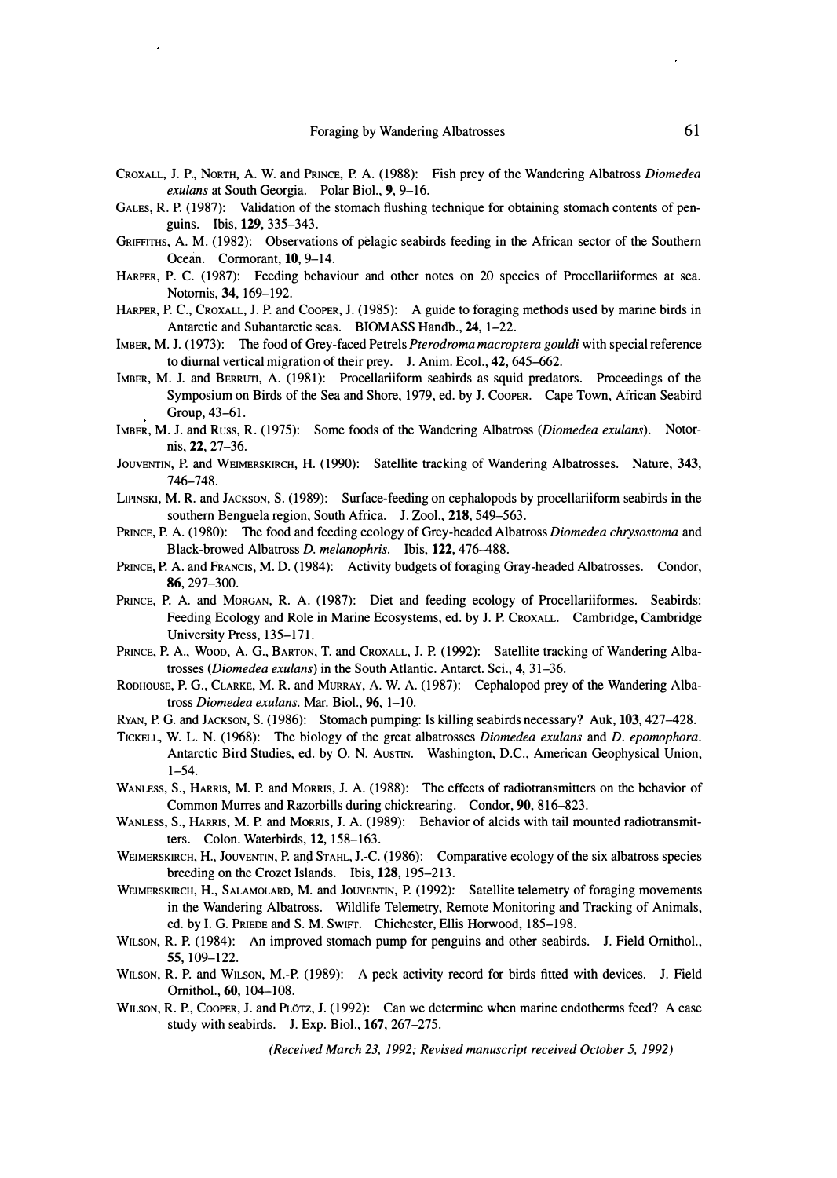Croxall, J. P., North, A. W. and Prince, P. A. (1988): Fish prey of the Wandering Albatross *Diomedea exulans* at South Georgia. Polar Biol., **9**, 9–16.

Gales, R. P. (1987): Validation of the stomach flushing technique for obtaining stomach contents of penguins. Ibis, **129**, 335–343.

Griffiths, A. M. (1982): Observations of pelagic seabirds feeding in the African sector of the Southern Ocean. Cormorant, **10**, 9–14.

Harper, P. C. (1987): Feeding behaviour and other notes on 20 species of Procellariiformes at sea. Notornis, **34**, 169–192.

Harper, P. C., Croxall, J. P. and Cooper, J. (1985): A guide to foraging methods used by marine birds in Antarctic and Subantarctic seas. BIOMASS Handb., **24**, 1–22.

Imber, M. J. (1973): The food of Grey-faced Petrels *Pterodroma macroptera gouldi* with special reference to diurnal vertical migration of their prey. J. Anim. Ecol., **42**, 645–662.

Imber, M. J. and Berruti, A. (1981): Procellariiform seabirds as squid predators. Proceedings of the Symposium on Birds of the Sea and Shore, 1979, ed. by J. Cooper. Cape Town, African Seabird Group, 43–61.

Imber, M. J. and Russ, R. (1975): Some foods of the Wandering Albatross (*Diomedea exulans*). Notornis, **22**, 27–36.

Jouventin, P. and Weimerskirch, H. (1990): Satellite tracking of Wandering Albatrosses. Nature, **343**, 746–748.

Lipinski, M. R. and Jackson, S. (1989): Surface-feeding on cephalopods by procellariiform seabirds in the southern Benguela region, South Africa. J. Zool., **218**, 549–563.

Prince, P. A. (1980): The food and feeding ecology of Grey-headed Albatross *Diomedea chrysostoma* and Black-browed Albatross *D. melanophris*. Ibis, **122**, 476–488.

Prince, P. A. and Francis, M. D. (1984): Activity budgets of foraging Gray-headed Albatrosses. Condor, **86**, 297–300.

Prince, P. A. and Morgan, R. A. (1987): Diet and feeding ecology of Procellariiformes. Seabirds: Feeding Ecology and Role in Marine Ecosystems, ed. by J. P. Croxall. Cambridge, Cambridge University Press, 135–171.

Prince, P. A., Wood, A. G., Barton, T. and Croxall, J. P. (1992): Satellite tracking of Wandering Albatrosses (*Diomedea exulans*) in the South Atlantic. Antarct. Sci., **4**, 31–36.

Rodhouse, P. G., Clarke, M. R. and Murray, A. W. A. (1987): Cephalopod prey of the Wandering Albatross *Diomedea exulans*. Mar. Biol., **96**, 1–10.

Ryan, P. G. and Jackson, S. (1986): Stomach pumping: Is killing seabirds necessary? Auk, **103**, 427–428.

Tickell, W. L. N. (1968): The biology of the great albatrosses *Diomedea exulans* and *D. epomophora*. Antarctic Bird Studies, ed. by O. N. Austin. Washington, D.C., American Geophysical Union, 1–54.

Wanless, S., Harris, M. P. and Morris, J. A. (1988): The effects of radiotransmitters on the behavior of Common Murres and Razorbills during chickrearing. Condor, **90**, 816–823.

Wanless, S., Harris, M. P. and Morris, J. A. (1989): Behavior of alcids with tail mounted radiotransmitters. Colon. Waterbirds, **12**, 158–163.

Weimerskirch, H., Jouventin, P. and Stahl, J.-C. (1986): Comparative ecology of the six albatross species breeding on the Crozet Islands. Ibis, **128**, 195–213.

Weimerskirch, H., Salamolard, M. and Jouventin, P. (1992): Satellite telemetry of foraging movements in the Wandering Albatross. Wildlife Telemetry, Remote Monitoring and Tracking of Animals, ed. by I. G. Priede and S. M. Swift. Chichester, Ellis Horwood, 185–198.

Wilson, R. P. (1984): An improved stomach pump for penguins and other seabirds. J. Field Ornithol., **55**, 109–122.

Wilson, R. P. and Wilson, M.-P. (1989): A peck activity record for birds fitted with devices. J. Field Ornithol., **60**, 104–108.

Wilson, R. P., Cooper, J. and Plötz, J. (1992): Can we determine when marine endotherms feed? A case study with seabirds. J. Exp. Biol., **167**, 267–275.

*(Received March 23, 1992; Revised manuscript received October 5, 1992)*